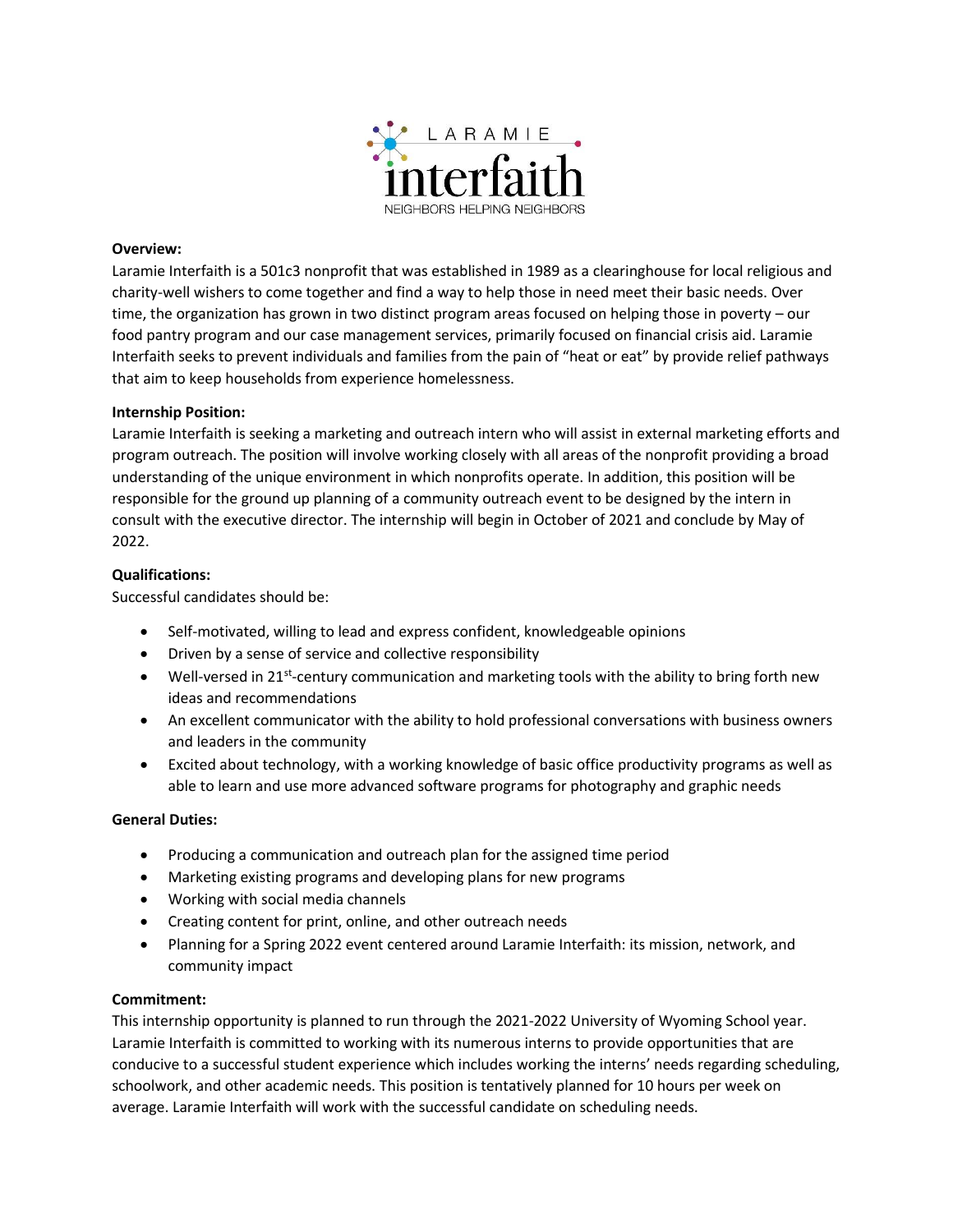LARAMIE
interfaith
NEIGHBORS HELPING NEIGHBORS

**Overview:**
Laramie Interfaith is a 501c3 nonprofit that was established in 1989 as a clearinghouse for local religious and charity-well wishers to come together and find a way to help those in need meet their basic needs. Over time, the organization has grown in two distinct program areas focused on helping those in poverty – our food pantry program and our case management services, primarily focused on financial crisis aid. Laramie Interfaith seeks to prevent individuals and families from the pain of "heat or eat" by provide relief pathways that aim to keep households from experience homelessness.

**Internship Position:**
Laramie Interfaith is seeking a marketing and outreach intern who will assist in external marketing efforts and program outreach. The position will involve working closely with all areas of the nonprofit providing a broad understanding of the unique environment in which nonprofits operate. In addition, this position will be responsible for the ground up planning of a community outreach event to be designed by the intern in consult with the executive director. The internship will begin in October of 2021 and conclude by May of 2022.

**Qualifications:**
Successful candidates should be:

- Self-motivated, willing to lead and express confident, knowledgeable opinions
- Driven by a sense of service and collective responsibility
- Well-versed in 21st-century communication and marketing tools with the ability to bring forth new ideas and recommendations
- An excellent communicator with the ability to hold professional conversations with business owners and leaders in the community
- Excited about technology, with a working knowledge of basic office productivity programs as well as able to learn and use more advanced software programs for photography and graphic needs

**General Duties:**

- Producing a communication and outreach plan for the assigned time period
- Marketing existing programs and developing plans for new programs
- Working with social media channels
- Creating content for print, online, and other outreach needs
- Planning for a Spring 2022 event centered around Laramie Interfaith: its mission, network, and community impact

**Commitment:**
This internship opportunity is planned to run through the 2021-2022 University of Wyoming School year. Laramie Interfaith is committed to working with its numerous interns to provide opportunities that are conducive to a successful student experience which includes working the interns' needs regarding scheduling, schoolwork, and other academic needs. This position is tentatively planned for 10 hours per week on average. Laramie Interfaith will work with the successful candidate on scheduling needs.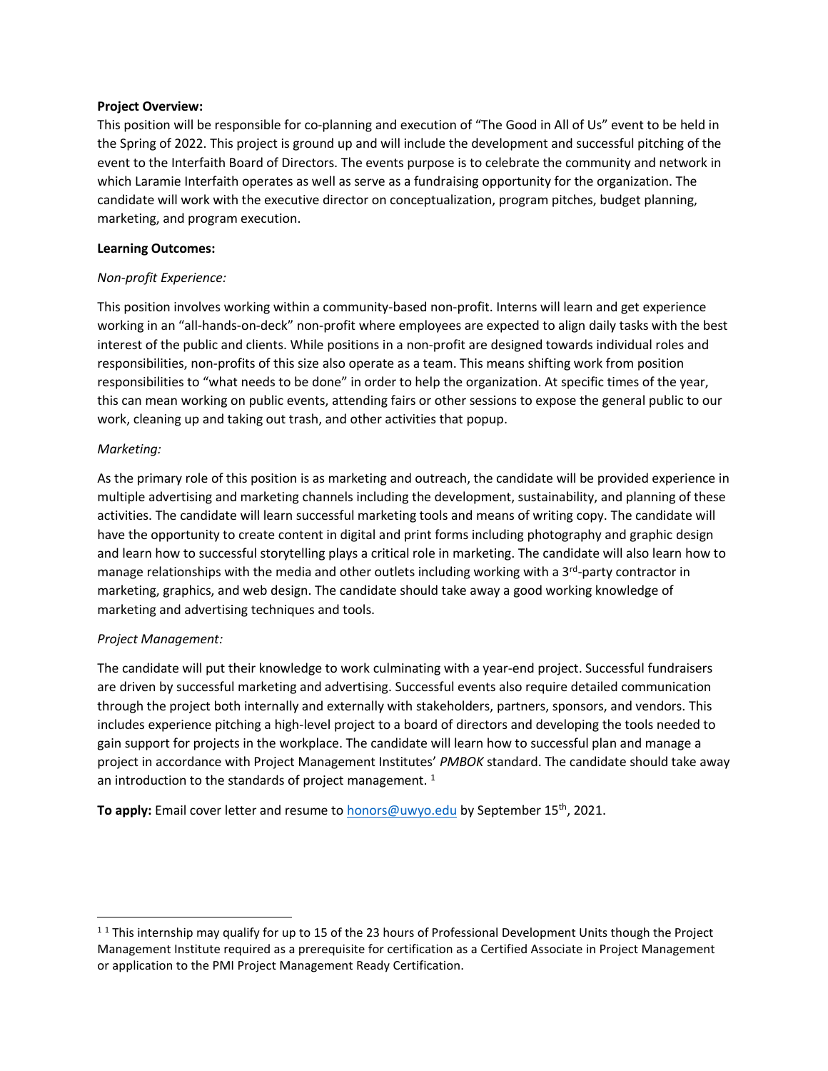**Project Overview:**

This position will be responsible for co-planning and execution of "The Good in All of Us" event to be held in the Spring of 2022. This project is ground up and will include the development and successful pitching of the event to the Interfaith Board of Directors. The events purpose is to celebrate the community and network in which Laramie Interfaith operates as well as serve as a fundraising opportunity for the organization. The candidate will work with the executive director on conceptualization, program pitches, budget planning, marketing, and program execution.

**Learning Outcomes:**

*Non-profit Experience:*

This position involves working within a community-based non-profit. Interns will learn and get experience working in an "all-hands-on-deck" non-profit where employees are expected to align daily tasks with the best interest of the public and clients. While positions in a non-profit are designed towards individual roles and responsibilities, non-profits of this size also operate as a team. This means shifting work from position responsibilities to "what needs to be done" in order to help the organization. At specific times of the year, this can mean working on public events, attending fairs or other sessions to expose the general public to our work, cleaning up and taking out trash, and other activities that popup.

*Marketing:*

As the primary role of this position is as marketing and outreach, the candidate will be provided experience in multiple advertising and marketing channels including the development, sustainability, and planning of these activities. The candidate will learn successful marketing tools and means of writing copy. The candidate will have the opportunity to create content in digital and print forms including photography and graphic design and learn how to successful storytelling plays a critical role in marketing. The candidate will also learn how to manage relationships with the media and other outlets including working with a 3rd-party contractor in marketing, graphics, and web design. The candidate should take away a good working knowledge of marketing and advertising techniques and tools.

*Project Management:*

The candidate will put their knowledge to work culminating with a year-end project. Successful fundraisers are driven by successful marketing and advertising. Successful events also require detailed communication through the project both internally and externally with stakeholders, partners, sponsors, and vendors. This includes experience pitching a high-level project to a board of directors and developing the tools needed to gain support for projects in the workplace. The candidate will learn how to successful plan and manage a project in accordance with Project Management Institutes' *PMBOK* standard. The candidate should take away an introduction to the standards of project management. [1]

**To apply:** Email cover letter and resume to honors@uwyo.edu by September 15th, 2021.

---

[1] [1] This internship may qualify for up to 15 of the 23 hours of Professional Development Units though the Project Management Institute required as a prerequisite for certification as a Certified Associate in Project Management or application to the PMI Project Management Ready Certification.